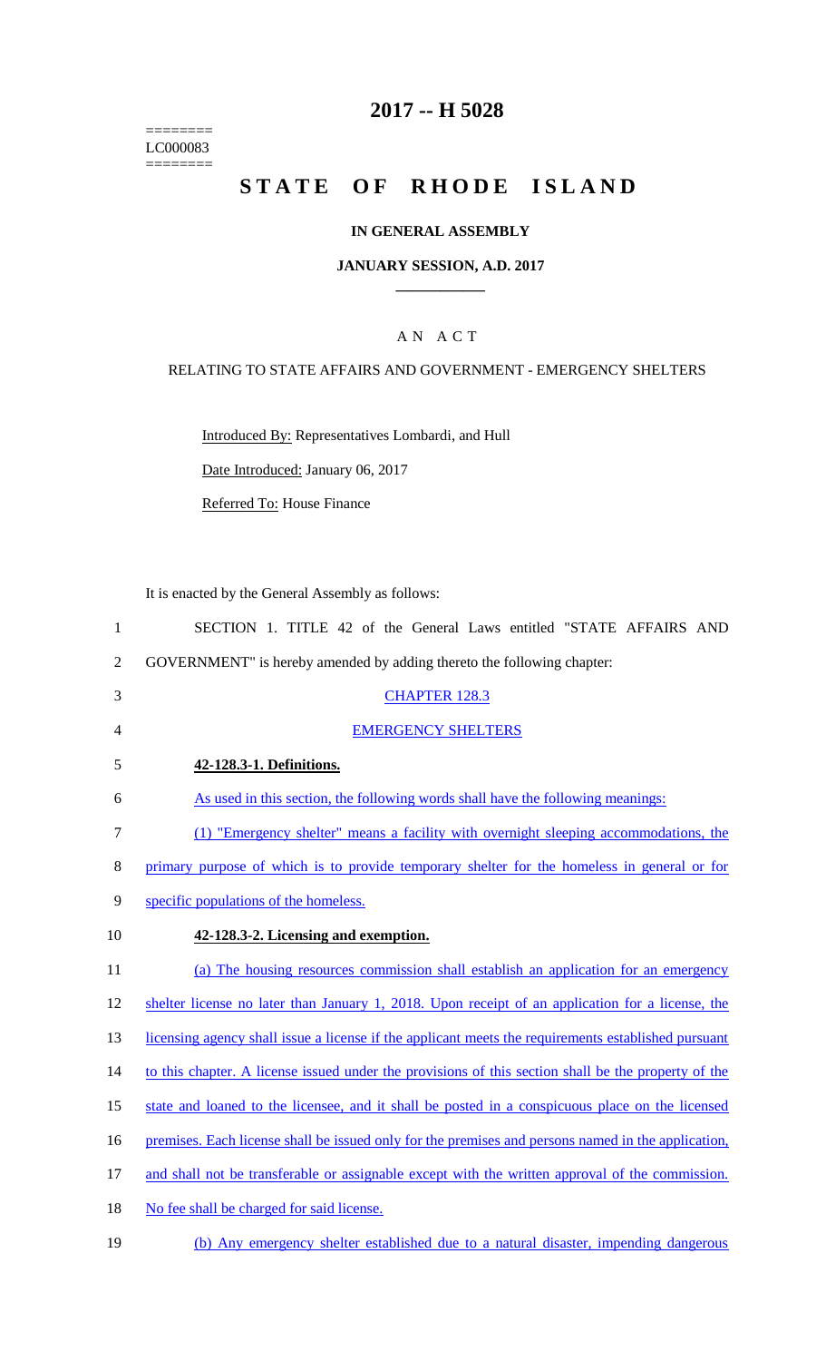========
LC000083
========

# 2017 -- H 5028

# STATE OF RHODE ISLAND

## IN GENERAL ASSEMBLY

### JANUARY SESSION, A.D. 2017

### A N A C T

RELATING TO STATE AFFAIRS AND GOVERNMENT - EMERGENCY SHELTERS

Introduced By: Representatives Lombardi, and Hull

Date Introduced: January 06, 2017

Referred To: House Finance

It is enacted by the General Assembly as follows:

1 SECTION 1. TITLE 42 of the General Laws entitled "STATE AFFAIRS AND
2 GOVERNMENT" is hereby amended by adding thereto the following chapter:

3 CHAPTER 128.3

4 EMERGENCY SHELTERS

5 **42-128.3-1. Definitions.**

6 As used in this section, the following words shall have the following meanings:

7 (1) "Emergency shelter" means a facility with overnight sleeping accommodations, the
8 primary purpose of which is to provide temporary shelter for the homeless in general or for
9 specific populations of the homeless.

10 **42-128.3-2. Licensing and exemption.**

11 (a) The housing resources commission shall establish an application for an emergency
12 shelter license no later than January 1, 2018. Upon receipt of an application for a license, the
13 licensing agency shall issue a license if the applicant meets the requirements established pursuant
14 to this chapter. A license issued under the provisions of this section shall be the property of the
15 state and loaned to the licensee, and it shall be posted in a conspicuous place on the licensed
16 premises. Each license shall be issued only for the premises and persons named in the application,
17 and shall not be transferable or assignable except with the written approval of the commission.
18 No fee shall be charged for said license.

19 (b) Any emergency shelter established due to a natural disaster, impending dangerous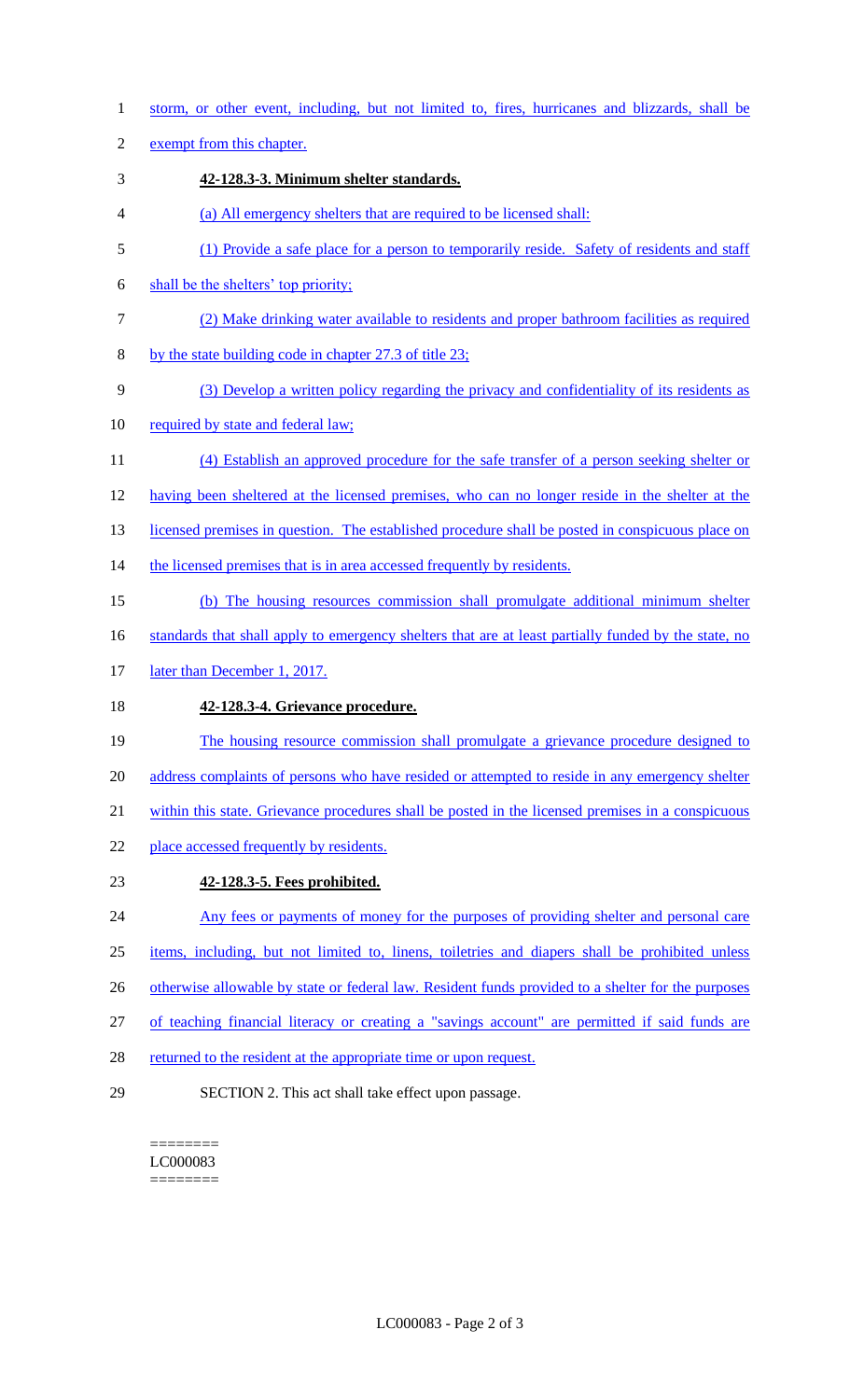storm, or other event, including, but not limited to, fires, hurricanes and blizzards, shall be exempt from this chapter.

**42-128.3-3. Minimum shelter standards.**

(a) All emergency shelters that are required to be licensed shall:

(1) Provide a safe place for a person to temporarily reside. Safety of residents and staff shall be the shelters' top priority;

(2) Make drinking water available to residents and proper bathroom facilities as required by the state building code in chapter 27.3 of title 23;

(3) Develop a written policy regarding the privacy and confidentiality of its residents as required by state and federal law;

(4) Establish an approved procedure for the safe transfer of a person seeking shelter or having been sheltered at the licensed premises, who can no longer reside in the shelter at the licensed premises in question. The established procedure shall be posted in conspicuous place on the licensed premises that is in area accessed frequently by residents.

(b) The housing resources commission shall promulgate additional minimum shelter standards that shall apply to emergency shelters that are at least partially funded by the state, no later than December 1, 2017.

**42-128.3-4. Grievance procedure.**

The housing resource commission shall promulgate a grievance procedure designed to address complaints of persons who have resided or attempted to reside in any emergency shelter within this state. Grievance procedures shall be posted in the licensed premises in a conspicuous place accessed frequently by residents.

**42-128.3-5. Fees prohibited.**

Any fees or payments of money for the purposes of providing shelter and personal care items, including, but not limited to, linens, toiletries and diapers shall be prohibited unless otherwise allowable by state or federal law. Resident funds provided to a shelter for the purposes of teaching financial literacy or creating a "savings account" are permitted if said funds are returned to the resident at the appropriate time or upon request.

SECTION 2. This act shall take effect upon passage.

========
LC000083
========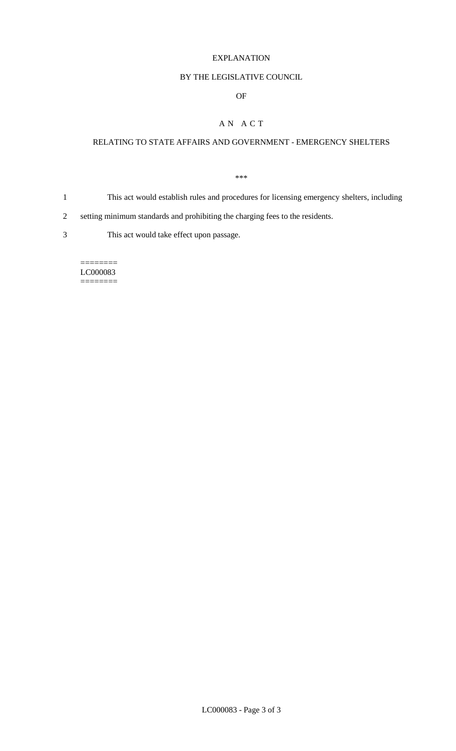EXPLANATION

BY THE LEGISLATIVE COUNCIL

OF

A N A C T

RELATING TO STATE AFFAIRS AND GOVERNMENT - EMERGENCY SHELTERS

\*\*\*

1 This act would establish rules and procedures for licensing emergency shelters, including

2 setting minimum standards and prohibiting the charging fees to the residents.

3 This act would take effect upon passage.

========
LC000083
========